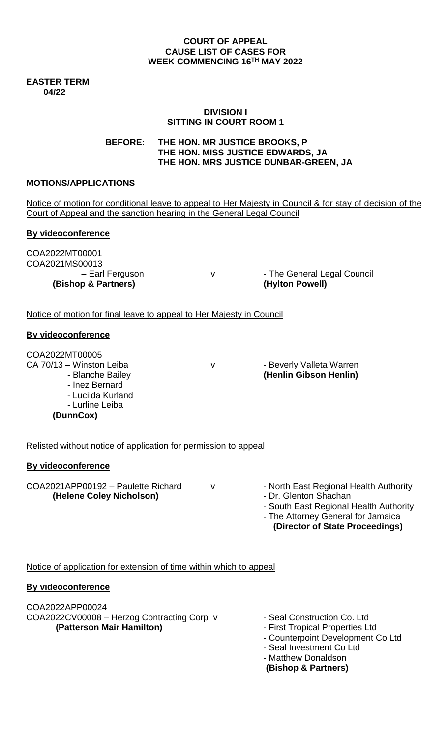**COURT OF APPEAL**
**CAUSE LIST OF CASES FOR**
**WEEK COMMENCING 16TH MAY 2022**

**EASTER TERM**
**04/22**

**DIVISION I**
**SITTING IN COURT ROOM 1**

**BEFORE: THE HON. MR JUSTICE BROOKS, P**
**THE HON. MISS JUSTICE EDWARDS, JA**
**THE HON. MRS JUSTICE DUNBAR-GREEN, JA**

**MOTIONS/APPLICATIONS**

Notice of motion for conditional leave to appeal to Her Majesty in Council & for stay of decision of the Court of Appeal and the sanction hearing in the General Legal Council

**By videoconference**

COA2022MT00001
COA2021MS00013
– Earl Ferguson v - The General Legal Council
**(Bishop & Partners)** **(Hylton Powell)**

Notice of motion for final leave to appeal to Her Majesty in Council

**By videoconference**

COA2022MT00005
CA 70/13 – Winston Leiba v - Beverly Valleta Warren
- Blanche Bailey **(Henlin Gibson Henlin)**
- Inez Bernard
- Lucilda Kurland
- Lurline Leiba
**(DunnCox)**

Relisted without notice of application for permission to appeal

**By videoconference**

COA2021APP00192 – Paulette Richard v - North East Regional Health Authority
**(Helene Coley Nicholson)**
- Dr. Glenton Shachan
- South East Regional Health Authority
- The Attorney General for Jamaica
**(Director of State Proceedings)**

Notice of application for extension of time within which to appeal

**By videoconference**

COA2022APP00024
COA2022CV00008 – Herzog Contracting Corp v - Seal Construction Co. Ltd
**(Patterson Mair Hamilton)**
- First Tropical Properties Ltd
- Counterpoint Development Co Ltd
- Seal Investment Co Ltd
- Matthew Donaldson
**(Bishop & Partners)**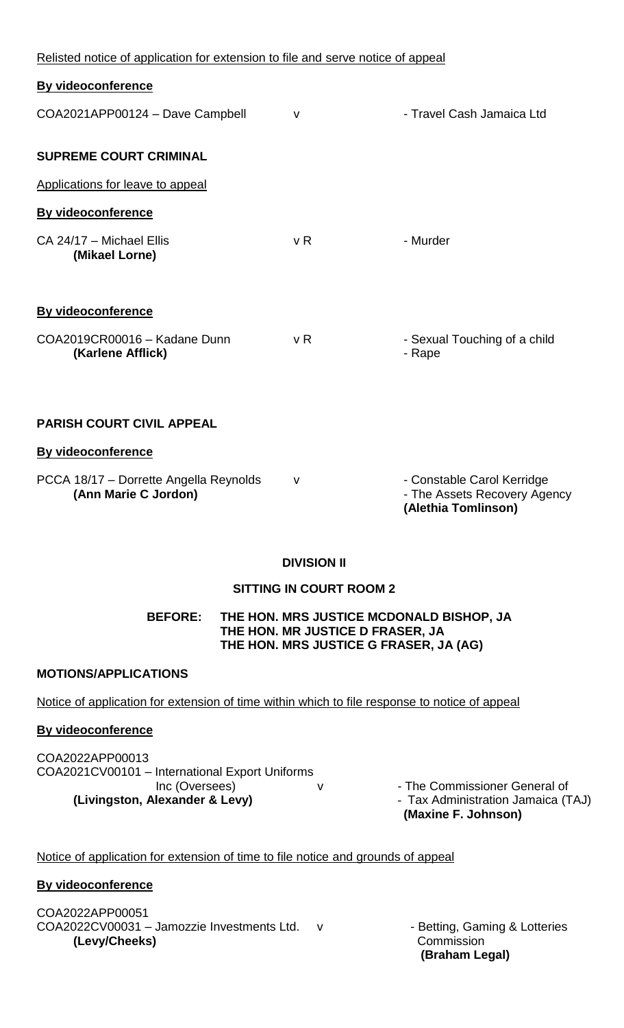Relisted notice of application for extension to file and serve notice of appeal

**By videoconference**

COA2021APP00124 – Dave Campbell v - Travel Cash Jamaica Ltd

**SUPREME COURT CRIMINAL**

Applications for leave to appeal

**By videoconference**

CA 24/17 – Michael Ellis v R - Murder
**(Mikael Lorne)**

**By videoconference**

COA2019CR00016 – Kadane Dunn v R - Sexual Touching of a child
**(Karlene Afflick)** - Rape

**PARISH COURT CIVIL APPEAL**

**By videoconference**

PCCA 18/17 – Dorrette Angella Reynolds v - Constable Carol Kerridge
**(Ann Marie C Jordon)** - The Assets Recovery Agency
**(Alethia Tomlinson)**

**DIVISION II**

**SITTING IN COURT ROOM 2**

**BEFORE: THE HON. MRS JUSTICE MCDONALD BISHOP, JA**
**THE HON. MR JUSTICE D FRASER, JA**
**THE HON. MRS JUSTICE G FRASER, JA (AG)**

**MOTIONS/APPLICATIONS**

Notice of application for extension of time within which to file response to notice of appeal

**By videoconference**

COA2022APP00013
COA2021CV00101 – International Export Uniforms Inc (Oversees) v - The Commissioner General of
**(Livingston, Alexander & Levy)** - Tax Administration Jamaica (TAJ)
**(Maxine F. Johnson)**

Notice of application for extension of time to file notice and grounds of appeal

**By videoconference**

COA2022APP00051
COA2022CV00031 – Jamozzie Investments Ltd. v - Betting, Gaming & Lotteries Commission
**(Levy/Cheeks)** **(Braham Legal)**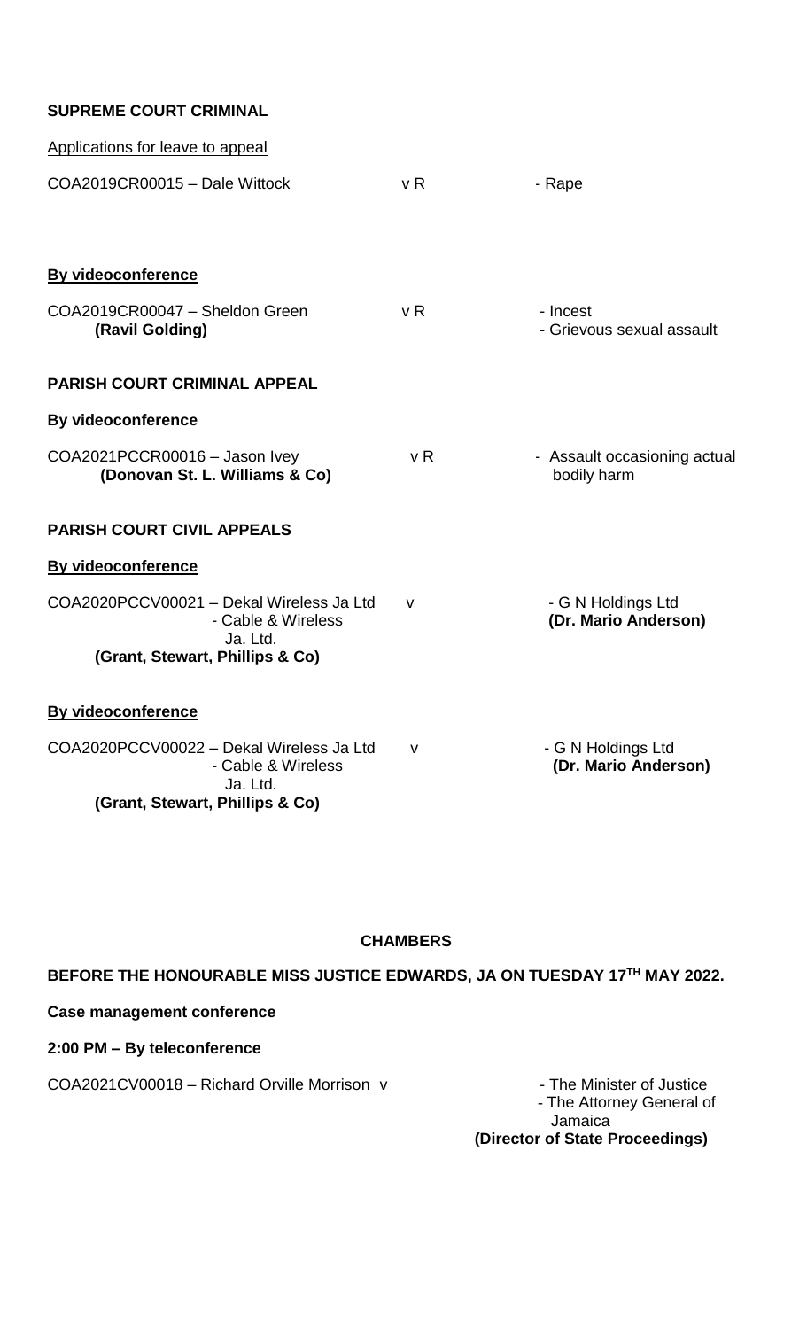**SUPREME COURT CRIMINAL**

Applications for leave to appeal

| | | |
|---|---|---|
| COA2019CR00015 – Dale Wittock | v R | - Rape |

**By videoconference**

| | | |
|---|---|---|
| COA2019CR00047 – Sheldon Green **(Ravil Golding)** | v R | - Incest<br>- Grievous sexual assault |

**PARISH COURT CRIMINAL APPEAL**

**By videoconference**

| | | |
|---|---|---|
| COA2021PCCR00016 – Jason Ivey **(Donovan St. L. Williams & Co)** | v R | - Assault occasioning actual bodily harm |

**PARISH COURT CIVIL APPEALS**

**By videoconference**

| | | |
|---|---|---|
| COA2020PCCV00021 – Dekal Wireless Ja Ltd<br>- Cable & Wireless Ja. Ltd.<br>**(Grant, Stewart, Phillips & Co)** | v | - G N Holdings Ltd<br>**(Dr. Mario Anderson)** |

**By videoconference**

| | | |
|---|---|---|
| COA2020PCCV00022 – Dekal Wireless Ja Ltd<br>- Cable & Wireless Ja. Ltd.<br>**(Grant, Stewart, Phillips & Co)** | v | - G N Holdings Ltd<br>**(Dr. Mario Anderson)** |

**CHAMBERS**

**BEFORE THE HONOURABLE MISS JUSTICE EDWARDS, JA ON TUESDAY 17TH MAY 2022.**

**Case management conference**

**2:00 PM – By teleconference**

| | | |
|---|---|---|
| COA2021CV00018 – Richard Orville Morrison | v | - The Minister of Justice<br>- The Attorney General of Jamaica<br>**(Director of State Proceedings)** |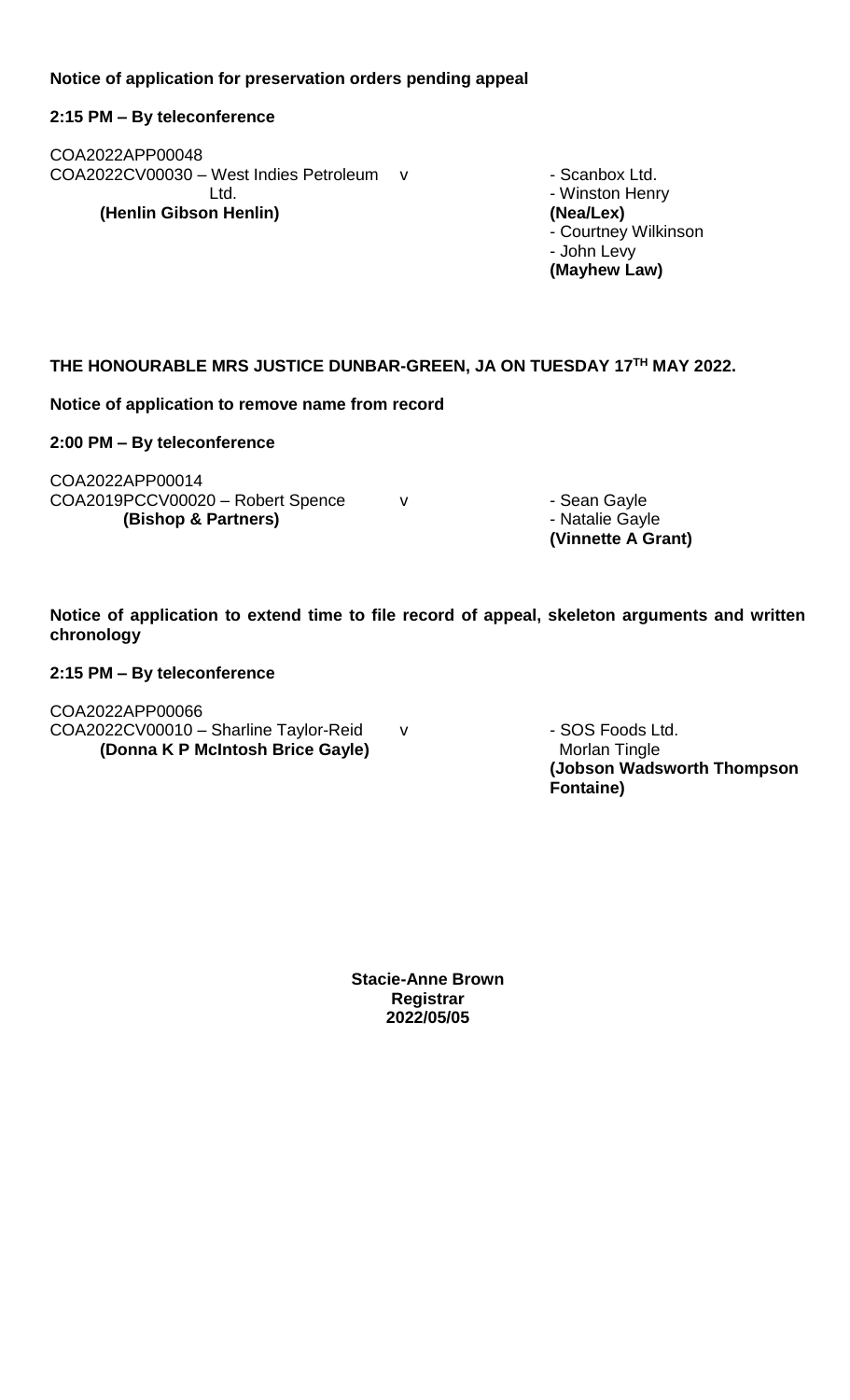**Notice of application for preservation orders pending appeal**

**2:15 PM – By teleconference**

COA2022APP00048
COA2022CV00030 – West Indies Petroleum Ltd. v - Scanbox Ltd.
**(Henlin Gibson Henlin)**

- Winston Henry
**(Nea/Lex)**
- Courtney Wilkinson
- John Levy
**(Mayhew Law)**

**THE HONOURABLE MRS JUSTICE DUNBAR-GREEN, JA ON TUESDAY 17TH MAY 2022.**

**Notice of application to remove name from record**

**2:00 PM – By teleconference**

COA2022APP00014
COA2019PCCV00020 – Robert Spence v - Sean Gayle
**(Bishop & Partners)**

- Natalie Gayle
**(Vinnette A Grant)**

**Notice of application to extend time to file record of appeal, skeleton arguments and written chronology**

**2:15 PM – By teleconference**

COA2022APP00066
COA2022CV00010 – Sharline Taylor-Reid v - SOS Foods Ltd.
**(Donna K P McIntosh Brice Gayle)**

Morlan Tingle
**(Jobson Wadsworth Thompson Fontaine)**

**Stacie-Anne Brown**
**Registrar**
**2022/05/05**